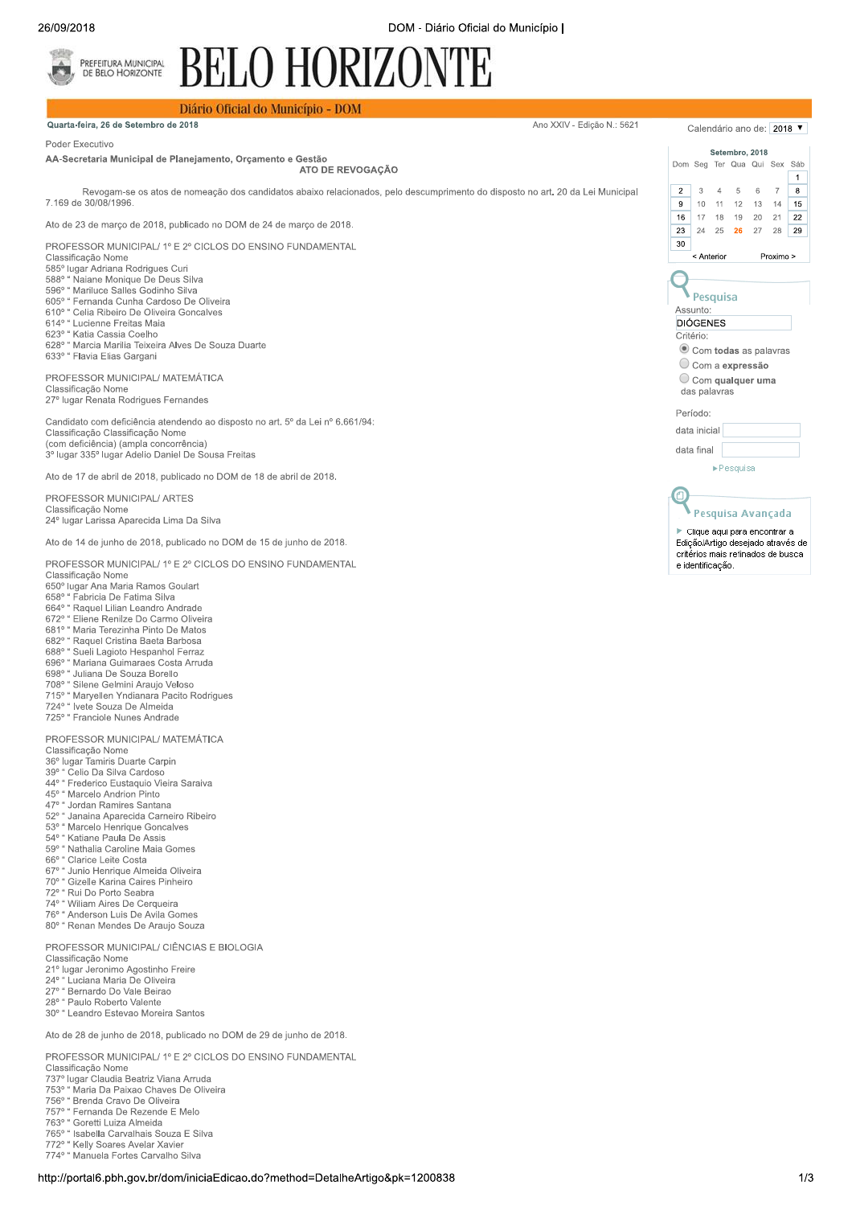Poder Executivo

**AA-Secretaria Municipal de Planejamento, Orçamento e Gestão**

### ATO DE REVOGAÇÃO

Revogam-se os atos de nomeação dos candidatos abaixo relacionados, pelo descumprimento do disposto no art. 20 da Lei Municipal 7.169 de 30/08/1996.

Ato de 23 de março de 2018, publicado no DOM de 24 de março de 2018.

PROFESSOR MUNICIPAL/ 1º E 2º CICLOS DO ENSINO FUNDAMENTAL
Classificação Nome
585º lugar Adriana Rodrigues Curi
588º " Naiane Monique De Deus Silva
596º " Mariluce Salles Godinho Silva
605º " Fernanda Cunha Cardoso De Oliveira
610º " Celia Ribeiro De Oliveira Goncalves
614º " Lucienne Freitas Maia
623º " Katia Cassia Coelho
628º " Marcia Marilia Teixeira Alves De Souza Duarte
633º " Flavia Elias Gargani

PROFESSOR MUNICIPAL/ MATEMÁTICA
Classificação Nome
27º lugar Renata Rodrigues Fernandes

Candidato com deficiência atendendo ao disposto no art. 5º da Lei nº 6.661/94:
Classificação Classificação Nome
(com deficiência) (ampla concorrência)
3º lugar 335º lugar Adelio Daniel De Sousa Freitas

Ato de 17 de abril de 2018, publicado no DOM de 18 de abril de 2018.

PROFESSOR MUNICIPAL/ ARTES
Classificação Nome
24º lugar Larissa Aparecida Lima Da Silva

Ato de 14 de junho de 2018, publicado no DOM de 15 de junho de 2018.

PROFESSOR MUNICIPAL/ 1º E 2º CICLOS DO ENSINO FUNDAMENTAL
Classificação Nome
650º lugar Ana Maria Ramos Goulart
658º " Fabricia De Fatima Silva
664º " Raquel Lilian Leandro Andrade
672º " Eliene Renilze Do Carmo Oliveira
681º " Maria Terezinha Pinto De Matos
682º " Raquel Cristina Baeta Barbosa
688º " Sueli Lagioto Hespanhol Ferraz
696º " Mariana Guimaraes Costa Arruda
698º " Juliana De Souza Borello
708º " Silene Gelmini Araujo Veloso
715º " Maryellen Yndianara Pacito Rodrigues
724º " Ivete Souza De Almeida
725º " Franciole Nunes Andrade

PROFESSOR MUNICIPAL/ MATEMÁTICA
Classificação Nome
36º lugar Tamiris Duarte Carpin
39º " Celio Da Silva Cardoso
44º " Frederico Eustaquio Vieira Saraiva
45º " Marcelo Andrion Pinto
47º " Jordan Ramires Santana
52º " Janaina Aparecida Carneiro Ribeiro
53º " Marcelo Henrique Goncalves
54º " Katiane Paula De Assis
59º " Nathalia Caroline Maia Gomes
66º " Clarice Leite Costa
67º " Junio Henrique Almeida Oliveira
70º " Gizelle Karina Caires Pinheiro
72º " Rui Do Porto Seabra
74º " Wiliam Aires De Cerqueira
76º " Anderson Luis De Avila Gomes
80º " Renan Mendes De Araujo Souza

PROFESSOR MUNICIPAL/ CIÊNCIAS E BIOLOGIA
Classificação Nome
21º lugar Jeronimo Agostinho Freire
24º " Luciana Maria De Oliveira
27º " Bernardo Do Vale Beirao
28º " Paulo Roberto Valente
30º " Leandro Estevao Moreira Santos

Ato de 28 de junho de 2018, publicado no DOM de 29 de junho de 2018.

PROFESSOR MUNICIPAL/ 1º E 2º CICLOS DO ENSINO FUNDAMENTAL
Classificação Nome
737º lugar Claudia Beatriz Viana Arruda
753º " Maria Da Paixao Chaves De Oliveira
756º " Brenda Cravo De Oliveira
757º " Fernanda De Rezende E Melo
763º " Goretti Luiza Almeida
765º " Isabella Carvalhais Souza E Silva
772º " Kelly Soares Avelar Xavier
774º " Manuela Fortes Carvalho Silva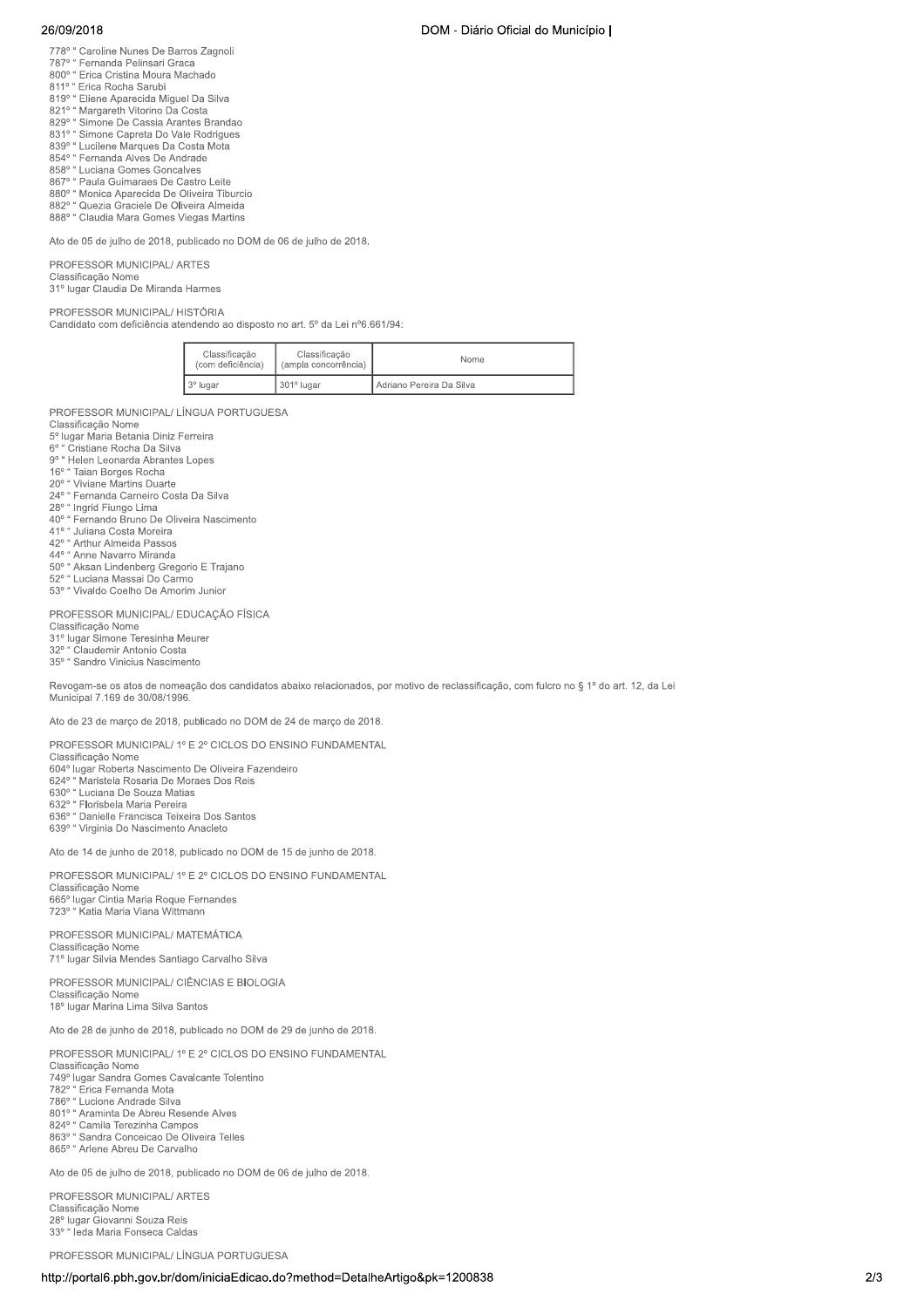778º " Caroline Nunes De Barros Zagnoli
787º " Fernanda Pelinsari Graca
800º " Erica Cristina Moura Machado
811º " Erica Rocha Sarubi
819º " Eliene Aparecida Miguel Da Silva
821º " Margareth Vitorino Da Costa
829º " Simone De Cassia Arantes Brandao
831º " Simone Capreta Do Vale Rodrigues
839º " Lucilene Marques Da Costa Mota
854º " Fernanda Alves De Andrade
858º " Luciana Gomes Goncalves
867º " Paula Guimaraes De Castro Leite
880º " Monica Aparecida De Oliveira Tiburcio
882º " Quezia Graciele De Oliveira Almeida
888º " Claudia Mara Gomes Viegas Martins

Ato de 05 de julho de 2018, publicado no DOM de 06 de julho de 2018.

PROFESSOR MUNICIPAL/ ARTES
Classificação Nome
31º lugar Claudia De Miranda Harmes

PROFESSOR MUNICIPAL/ HISTÓRIA
Candidato com deficiência atendendo ao disposto no art. 5º da Lei nº6.661/94:

| Classificação (com deficiência) | Classificação (ampla concorrência) | Nome |
|---|---|---|
| 3º lugar | 301º lugar | Adriano Pereira Da Silva |

PROFESSOR MUNICIPAL/ LÍNGUA PORTUGUESA
Classificação Nome
5º lugar Maria Betania Diniz Ferreira
6º " Cristiane Rocha Da Silva
9º " Helen Leonarda Abrantes Lopes
16º " Taian Borges Rocha
20º " Viviane Martins Duarte
24º " Fernanda Carneiro Costa Da Silva
28º " Ingrid Fiungo Lima
40º " Fernando Bruno De Oliveira Nascimento
41º " Juliana Costa Moreira
42º " Arthur Almeida Passos
44º " Anne Navarro Miranda
50º " Aksan Lindenberg Gregorio E Trajano
52º " Luciana Massai Do Carmo
53º " Vivaldo Coelho De Amorim Junior

PROFESSOR MUNICIPAL/ EDUCAÇÃO FÍSICA
Classificação Nome
31º lugar Simone Teresinha Meurer
32º " Claudemir Antonio Costa
35º " Sandro Vinicius Nascimento

Revogam-se os atos de nomeação dos candidatos abaixo relacionados, por motivo de reclassificação, com fulcro no § 1º do art. 12, da Lei Municipal 7.169 de 30/08/1996.

Ato de 23 de março de 2018, publicado no DOM de 24 de março de 2018.

PROFESSOR MUNICIPAL/ 1º E 2º CICLOS DO ENSINO FUNDAMENTAL
Classificação Nome
604º lugar Roberta Nascimento De Oliveira Fazendeiro
624º " Maristela Rosaria De Moraes Dos Reis
630º " Luciana De Souza Matias
632º " Florisbela Maria Pereira
636º " Danielle Francisca Teixeira Dos Santos
639º " Virginia Do Nascimento Anacleto

Ato de 14 de junho de 2018, publicado no DOM de 15 de junho de 2018.

PROFESSOR MUNICIPAL/ 1º E 2º CICLOS DO ENSINO FUNDAMENTAL
Classificação Nome
665º lugar Cintia Maria Roque Fernandes
723º " Katia Maria Viana Wittmann

PROFESSOR MUNICIPAL/ MATEMÁTICA
Classificação Nome
71º lugar Silvia Mendes Santiago Carvalho Silva

PROFESSOR MUNICIPAL/ CIÊNCIAS E BIOLOGIA
Classificação Nome
18º lugar Marina Lima Silva Santos

Ato de 28 de junho de 2018, publicado no DOM de 29 de junho de 2018.

PROFESSOR MUNICIPAL/ 1º E 2º CICLOS DO ENSINO FUNDAMENTAL
Classificação Nome
749º lugar Sandra Gomes Cavalcante Tolentino
782º " Erica Fernanda Mota
786º " Lucione Andrade Silva
801º " Araminta De Abreu Resende Alves
824º " Camila Terezinha Campos
863º " Sandra Conceicao De Oliveira Telles
865º " Arlene Abreu De Carvalho

Ato de 05 de julho de 2018, publicado no DOM de 06 de julho de 2018.

PROFESSOR MUNICIPAL/ ARTES
Classificação Nome
28º lugar Giovanni Souza Reis
33º " Ieda Maria Fonseca Caldas

PROFESSOR MUNICIPAL/ LÍNGUA PORTUGUESA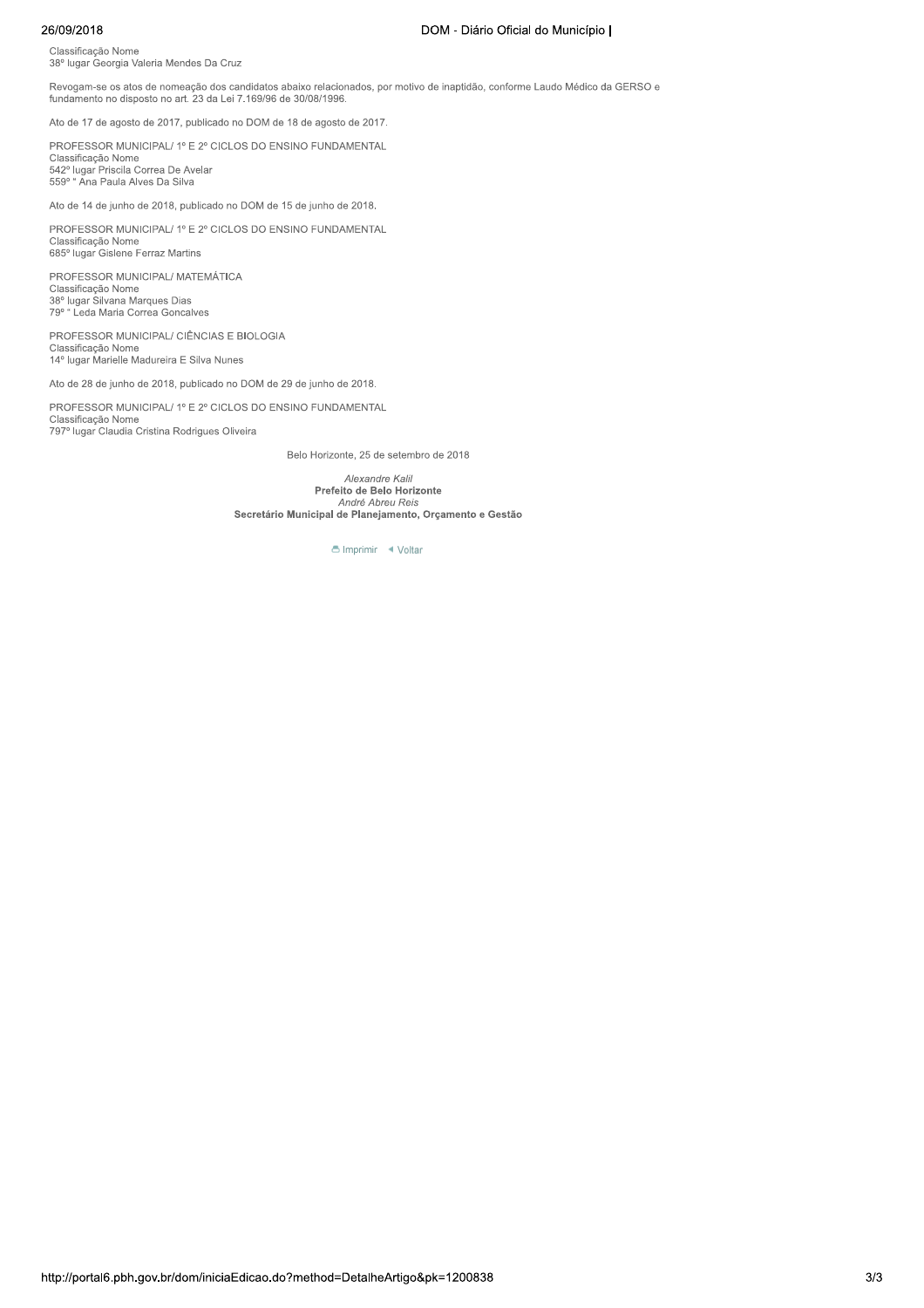Classificação Nome
38º lugar Georgia Valeria Mendes Da Cruz

Revogam-se os atos de nomeação dos candidatos abaixo relacionados, por motivo de inaptidão, conforme Laudo Médico da GERSO e fundamento no disposto no art. 23 da Lei 7.169/96 de 30/08/1996.

Ato de 17 de agosto de 2017, publicado no DOM de 18 de agosto de 2017.

PROFESSOR MUNICIPAL/ 1º E 2º CICLOS DO ENSINO FUNDAMENTAL
Classificação Nome
542º lugar Priscila Correa De Avelar
559º " Ana Paula Alves Da Silva

Ato de 14 de junho de 2018, publicado no DOM de 15 de junho de 2018.

PROFESSOR MUNICIPAL/ 1º E 2º CICLOS DO ENSINO FUNDAMENTAL
Classificação Nome
685º lugar Gislene Ferraz Martins

PROFESSOR MUNICIPAL/ MATEMÁTICA
Classificação Nome
38º lugar Silvana Marques Dias
79º " Leda Maria Correa Goncalves

PROFESSOR MUNICIPAL/ CIÊNCIAS E BIOLOGIA
Classificação Nome
14º lugar Marielle Madureira E Silva Nunes

Ato de 28 de junho de 2018, publicado no DOM de 29 de junho de 2018.

PROFESSOR MUNICIPAL/ 1º E 2º CICLOS DO ENSINO FUNDAMENTAL
Classificação Nome
797º lugar Claudia Cristina Rodrigues Oliveira

Belo Horizonte, 25 de setembro de 2018

*Alexandre Kalil*
**Prefeito de Belo Horizonte**
*André Abreu Reis*
**Secretário Municipal de Planejamento, Orçamento e Gestão**